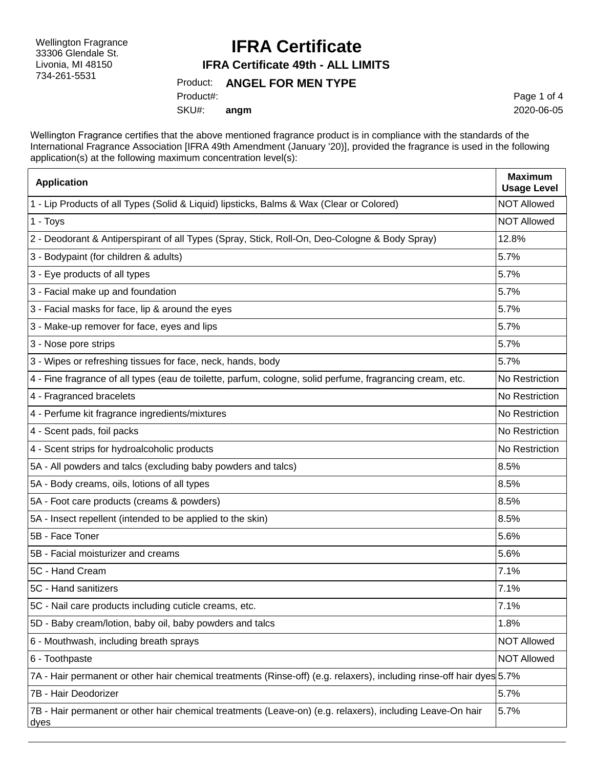Wellington Fragrance
33306 Glendale St.
Livonia, MI 48150
734-261-5531

# IFRA Certificate

## IFRA Certificate 49th - ALL LIMITS

Product: **ANGEL FOR MEN TYPE**
Product#:
SKU#: **angm**

2020-06-05

Wellington Fragrance certifies that the above mentioned fragrance product is in compliance with the standards of the International Fragrance Association [IFRA 49th Amendment (January '20)], provided the fragrance is used in the following application(s) at the following maximum concentration level(s):

| Application | Maximum Usage Level |
| --- | --- |
| 1 - Lip Products of all Types (Solid & Liquid) lipsticks, Balms & Wax (Clear or Colored) | NOT Allowed |
| 1 - Toys | NOT Allowed |
| 2 - Deodorant & Antiperspirant of all Types (Spray, Stick, Roll-On, Deo-Cologne & Body Spray) | 12.8% |
| 3 - Bodypaint (for children & adults) | 5.7% |
| 3 - Eye products of all types | 5.7% |
| 3 - Facial make up and foundation | 5.7% |
| 3 - Facial masks for face, lip & around the eyes | 5.7% |
| 3 - Make-up remover for face, eyes and lips | 5.7% |
| 3 - Nose pore strips | 5.7% |
| 3 - Wipes or refreshing tissues for face, neck, hands, body | 5.7% |
| 4 - Fine fragrance of all types (eau de toilette, parfum, cologne, solid perfume, fragrancing cream, etc. | No Restriction |
| 4 - Fragranced bracelets | No Restriction |
| 4 - Perfume kit fragrance ingredients/mixtures | No Restriction |
| 4 - Scent pads, foil packs | No Restriction |
| 4 - Scent strips for hydroalcoholic products | No Restriction |
| 5A - All powders and talcs (excluding baby powders and talcs) | 8.5% |
| 5A - Body creams, oils, lotions of all types | 8.5% |
| 5A - Foot care products (creams & powders) | 8.5% |
| 5A - Insect repellent (intended to be applied to the skin) | 8.5% |
| 5B - Face Toner | 5.6% |
| 5B - Facial moisturizer and creams | 5.6% |
| 5C - Hand Cream | 7.1% |
| 5C - Hand sanitizers | 7.1% |
| 5C - Nail care products including cuticle creams, etc. | 7.1% |
| 5D - Baby cream/lotion, baby oil, baby powders and talcs | 1.8% |
| 6 - Mouthwash, including breath sprays | NOT Allowed |
| 6 - Toothpaste | NOT Allowed |
| 7A - Hair permanent or other hair chemical treatments (Rinse-off) (e.g. relaxers), including rinse-off hair dyes | 5.7% |
| 7B - Hair Deodorizer | 5.7% |
| 7B - Hair permanent or other hair chemical treatments (Leave-on) (e.g. relaxers), including Leave-On hair dyes | 5.7% |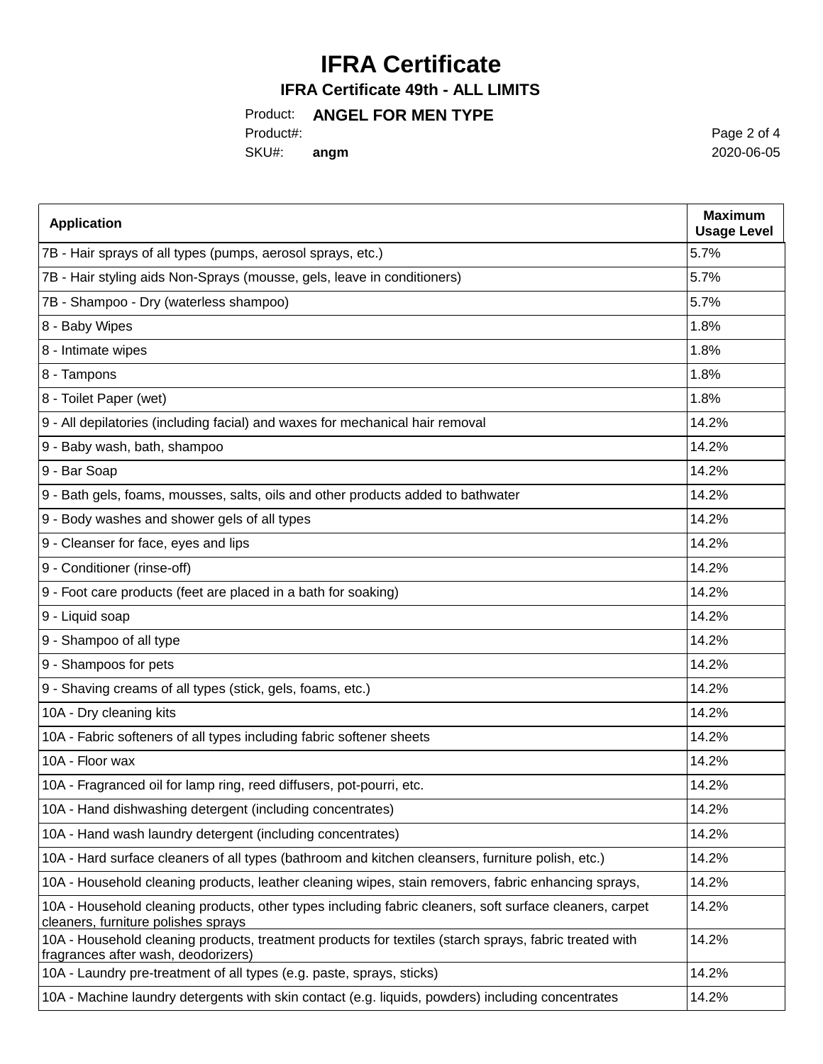# IFRA Certificate

**IFRA Certificate 49th - ALL LIMITS**

Product: **ANGEL FOR MEN TYPE**

Product#:

SKU#: **angm**

2020-06-05

| Application | Maximum Usage Level |
|---|---|
| 7B - Hair sprays of all types (pumps, aerosol sprays, etc.) | 5.7% |
| 7B - Hair styling aids Non-Sprays (mousse, gels, leave in conditioners) | 5.7% |
| 7B - Shampoo - Dry (waterless shampoo) | 5.7% |
| 8 - Baby Wipes | 1.8% |
| 8 - Intimate wipes | 1.8% |
| 8 - Tampons | 1.8% |
| 8 - Toilet Paper (wet) | 1.8% |
| 9 - All depilatories (including facial) and waxes for mechanical hair removal | 14.2% |
| 9 - Baby wash, bath, shampoo | 14.2% |
| 9 - Bar Soap | 14.2% |
| 9 - Bath gels, foams, mousses, salts, oils and other products added to bathwater | 14.2% |
| 9 - Body washes and shower gels of all types | 14.2% |
| 9 - Cleanser for face, eyes and lips | 14.2% |
| 9 - Conditioner (rinse-off) | 14.2% |
| 9 - Foot care products (feet are placed in a bath for soaking) | 14.2% |
| 9 - Liquid soap | 14.2% |
| 9 - Shampoo of all type | 14.2% |
| 9 - Shampoos for pets | 14.2% |
| 9 - Shaving creams of all types (stick, gels, foams, etc.) | 14.2% |
| 10A - Dry cleaning kits | 14.2% |
| 10A - Fabric softeners of all types including fabric softener sheets | 14.2% |
| 10A - Floor wax | 14.2% |
| 10A - Fragranced oil for lamp ring, reed diffusers, pot-pourri, etc. | 14.2% |
| 10A - Hand dishwashing detergent (including concentrates) | 14.2% |
| 10A - Hand wash laundry detergent (including concentrates) | 14.2% |
| 10A - Hard surface cleaners of all types (bathroom and kitchen cleansers, furniture polish, etc.) | 14.2% |
| 10A - Household cleaning products, leather cleaning wipes, stain removers, fabric enhancing sprays, | 14.2% |
| 10A - Household cleaning products, other types including fabric cleaners, soft surface cleaners, carpet cleaners, furniture polishes sprays | 14.2% |
| 10A - Household cleaning products, treatment products for textiles (starch sprays, fabric treated with fragrances after wash, deodorizers) | 14.2% |
| 10A - Laundry pre-treatment of all types (e.g. paste, sprays, sticks) | 14.2% |
| 10A - Machine laundry detergents with skin contact (e.g. liquids, powders) including concentrates | 14.2% |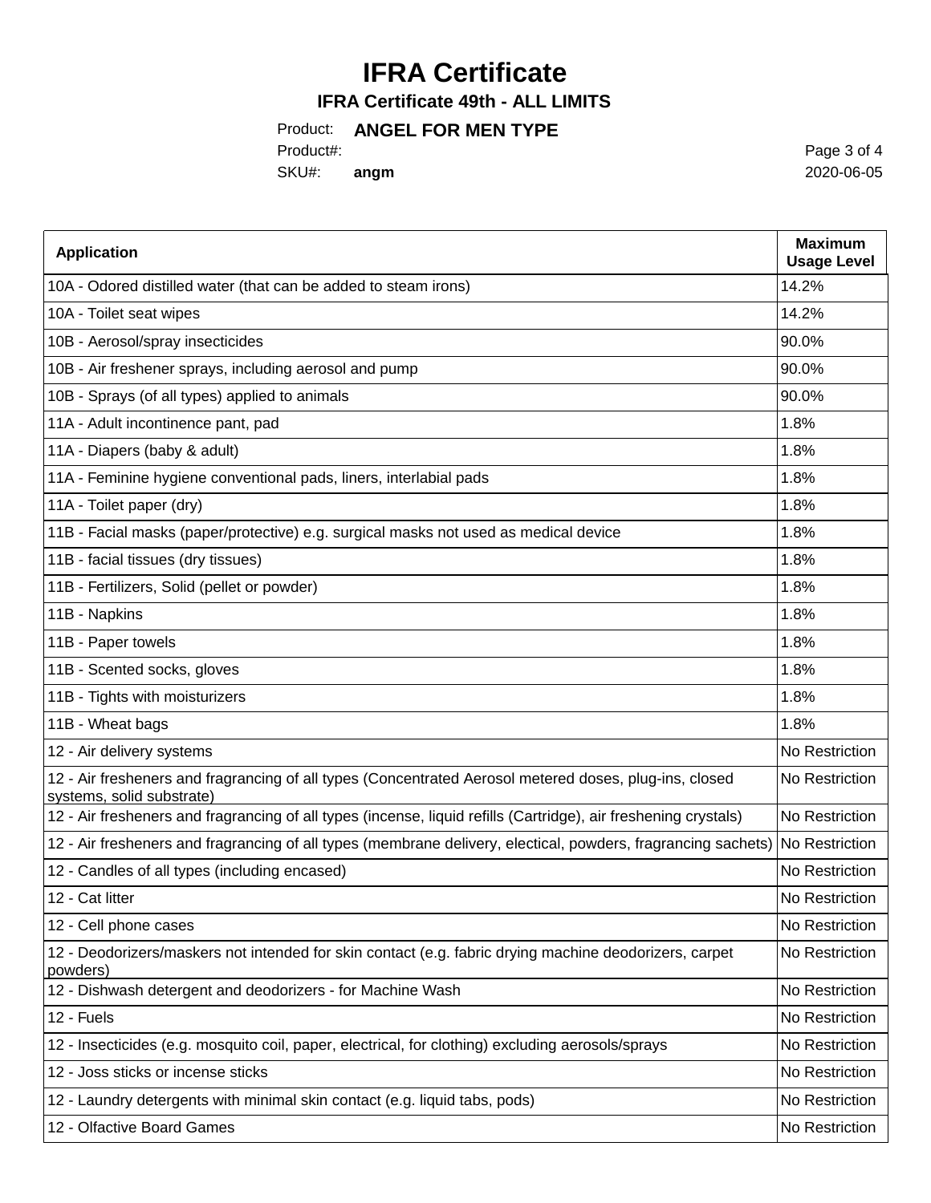# IFRA Certificate

**IFRA Certificate 49th - ALL LIMITS**

Product: **ANGEL FOR MEN TYPE**

Product#:

SKU#: **angm**

2020-06-05

| Application | Maximum Usage Level |
|---|---|
| 10A - Odored distilled water (that can be added to steam irons) | 14.2% |
| 10A - Toilet seat wipes | 14.2% |
| 10B - Aerosol/spray insecticides | 90.0% |
| 10B - Air freshener sprays, including aerosol and pump | 90.0% |
| 10B - Sprays (of all types) applied to animals | 90.0% |
| 11A - Adult incontinence pant, pad | 1.8% |
| 11A - Diapers (baby & adult) | 1.8% |
| 11A - Feminine hygiene conventional pads, liners, interlabial pads | 1.8% |
| 11A - Toilet paper (dry) | 1.8% |
| 11B - Facial masks (paper/protective) e.g. surgical masks not used as medical device | 1.8% |
| 11B - facial tissues (dry tissues) | 1.8% |
| 11B - Fertilizers, Solid (pellet or powder) | 1.8% |
| 11B - Napkins | 1.8% |
| 11B - Paper towels | 1.8% |
| 11B - Scented socks, gloves | 1.8% |
| 11B - Tights with moisturizers | 1.8% |
| 11B - Wheat bags | 1.8% |
| 12 - Air delivery systems | No Restriction |
| 12 - Air fresheners and fragrancing of all types (Concentrated Aerosol metered doses, plug-ins, closed systems, solid substrate) | No Restriction |
| 12 - Air fresheners and fragrancing of all types (incense, liquid refills (Cartridge), air freshening crystals) | No Restriction |
| 12 - Air fresheners and fragrancing of all types (membrane delivery, electical, powders, fragrancing sachets) | No Restriction |
| 12 - Candles of all types (including encased) | No Restriction |
| 12 - Cat litter | No Restriction |
| 12 - Cell phone cases | No Restriction |
| 12 - Deodorizers/maskers not intended for skin contact (e.g. fabric drying machine deodorizers, carpet powders) | No Restriction |
| 12 - Dishwash detergent and deodorizers - for Machine Wash | No Restriction |
| 12 - Fuels | No Restriction |
| 12 - Insecticides (e.g. mosquito coil, paper, electrical, for clothing) excluding aerosols/sprays | No Restriction |
| 12 - Joss sticks or incense sticks | No Restriction |
| 12 - Laundry detergents with minimal skin contact (e.g. liquid tabs, pods) | No Restriction |
| 12 - Olfactive Board Games | No Restriction |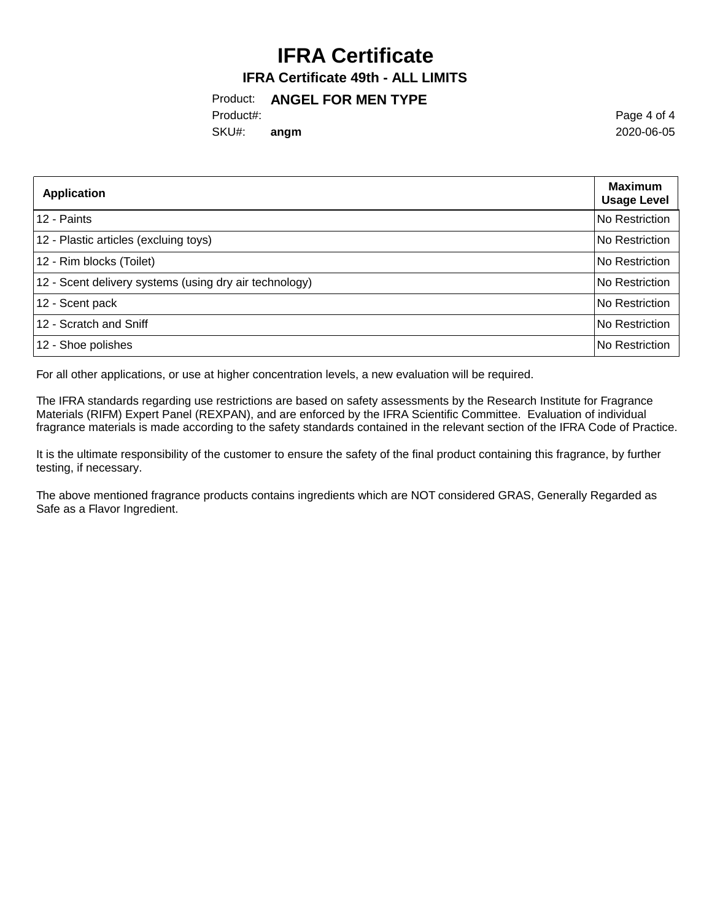# IFRA Certificate

**IFRA Certificate 49th - ALL LIMITS**

Product: **ANGEL FOR MEN TYPE**

Product#:

SKU#: **angm**

2020-06-05

| Application | Maximum Usage Level |
|---|---|
| 12 - Paints | No Restriction |
| 12 - Plastic articles (excluing toys) | No Restriction |
| 12 - Rim blocks (Toilet) | No Restriction |
| 12 - Scent delivery systems (using dry air technology) | No Restriction |
| 12 - Scent pack | No Restriction |
| 12 - Scratch and Sniff | No Restriction |
| 12 - Shoe polishes | No Restriction |

For all other applications, or use at higher concentration levels, a new evaluation will be required.

The IFRA standards regarding use restrictions are based on safety assessments by the Research Institute for Fragrance Materials (RIFM) Expert Panel (REXPAN), and are enforced by the IFRA Scientific Committee. Evaluation of individual fragrance materials is made according to the safety standards contained in the relevant section of the IFRA Code of Practice.

It is the ultimate responsibility of the customer to ensure the safety of the final product containing this fragrance, by further testing, if necessary.

The above mentioned fragrance products contains ingredients which are NOT considered GRAS, Generally Regarded as Safe as a Flavor Ingredient.